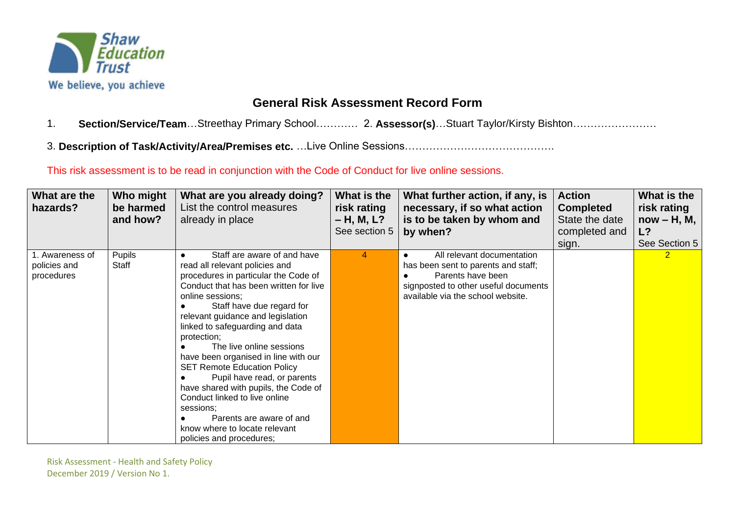# General Risk Assessment Record Form

1. **Section/Service/Team**…Streethay Primary School………… 2. **Assessor(s)**…Stuart Taylor/Kirsty Bishton……………………

3. **Description of Task/Activity/Area/Premises etc.** …Live Online Sessions…………………………………….

This risk assessment is to be read in conjunction with the Code of Conduct for live online sessions.

| **What are the hazards?** | **Who might be harmed and how?** | **What are you already doing?** List the control measures already in place | **What is the risk rating – H, M, L?** See section 5 | **What further action, if any, is necessary, if so what action is to be taken by whom and by when?** | **Action Completed** State the date completed and sign. | **What is the risk rating now – H, M, L?** See Section 5 |
|---|---|---|---|---|---|---|
| 1. Awareness of policies and procedures | Pupils<br>Staff | • Staff are aware of and have read all relevant policies and procedures in particular the Code of Conduct that has been written for live online sessions;<br>• Staff have due regard for relevant guidance and legislation linked to safeguarding and data protection;<br>• The live online sessions have been organised in line with our SET Remote Education Policy<br>• Pupil have read, or parents have shared with pupils, the Code of Conduct linked to live online sessions;<br>• Parents are aware of and know where to locate relevant policies and procedures; | 4 | • All relevant documentation has been sent to parents and staff;<br>• Parents have been signposted to other useful documents available via the school website. | | 2 |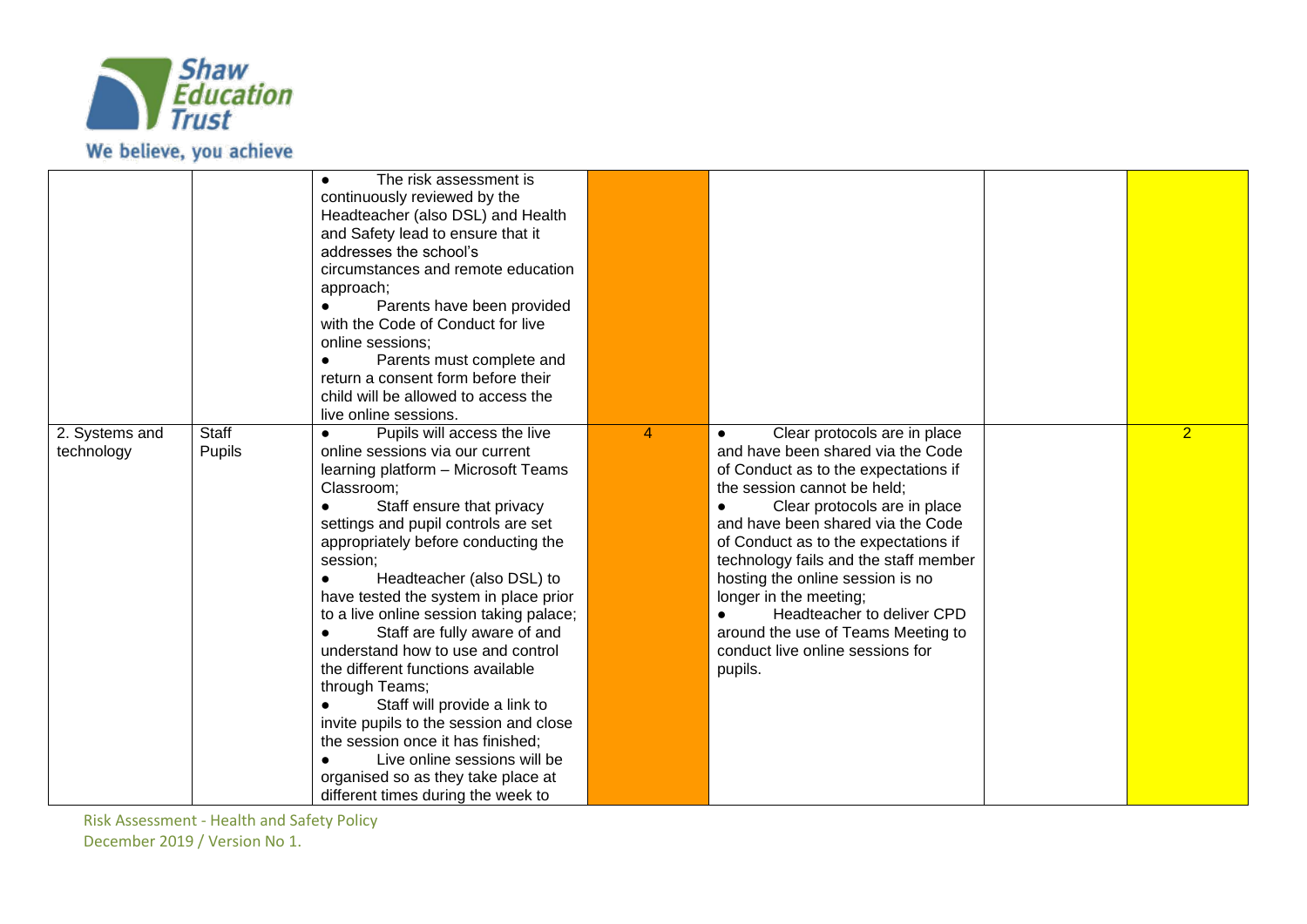| | | | | | | |
|---|---|---|---|---|---|---|
| | | ● The risk assessment is continuously reviewed by the Headteacher (also DSL) and Health and Safety lead to ensure that it addresses the school's circumstances and remote education approach;<br>● Parents have been provided with the Code of Conduct for live online sessions;<br>● Parents must complete and return a consent form before their child will be allowed to access the live online sessions. | | | | |
| 2. Systems and technology | Staff<br>Pupils | ● Pupils will access the live online sessions via our current learning platform – Microsoft Teams Classroom;<br>● Staff ensure that privacy settings and pupil controls are set appropriately before conducting the session;<br>● Headteacher (also DSL) to have tested the system in place prior to a live online session taking palace;<br>● Staff are fully aware of and understand how to use and control the different functions available through Teams;<br>● Staff will provide a link to invite pupils to the session and close the session once it has finished;<br>● Live online sessions will be organised so as they take place at different times during the week to | 4 | ● Clear protocols are in place and have been shared via the Code of Conduct as to the expectations if the session cannot be held;<br>● Clear protocols are in place and have been shared via the Code of Conduct as to the expectations if technology fails and the staff member hosting the online session is no longer in the meeting;<br>● Headteacher to deliver CPD around the use of Teams Meeting to conduct live online sessions for pupils. | | 2 |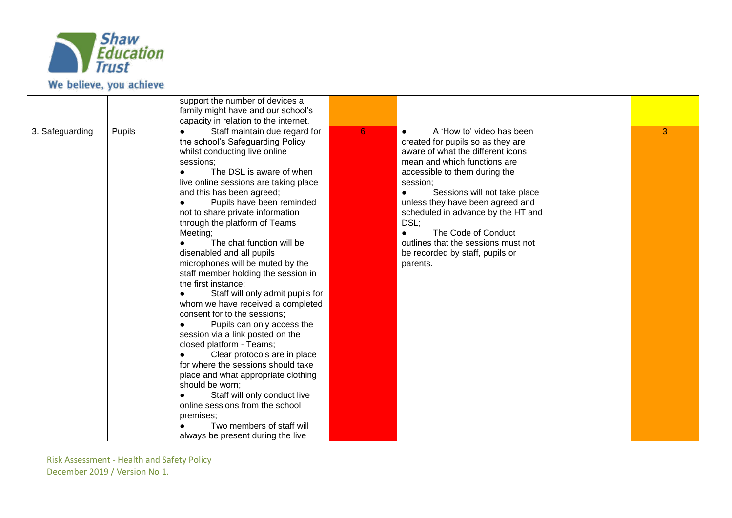| | | | | | | |
|---|---|---|---|---|---|---|
| | | support the number of devices a family might have and our school's capacity in relation to the internet. | | | | |
| 3. Safeguarding | Pupils | ● Staff maintain due regard for the school's Safeguarding Policy whilst conducting live online sessions;<br>● The DSL is aware of when live online sessions are taking place and this has been agreed;<br>● Pupils have been reminded not to share private information through the platform of Teams Meeting;<br>● The chat function will be disenabled and all pupils microphones will be muted by the staff member holding the session in the first instance;<br>● Staff will only admit pupils for whom we have received a completed consent for to the sessions;<br>● Pupils can only access the session via a link posted on the closed platform - Teams;<br>● Clear protocols are in place for where the sessions should take place and what appropriate clothing should be worn;<br>● Staff will only conduct live online sessions from the school premises;<br>● Two members of staff will always be present during the live | 6 | ● A 'How to' video has been created for pupils so as they are aware of what the different icons mean and which functions are accessible to them during the session;<br>● Sessions will not take place unless they have been agreed and scheduled in advance by the HT and DSL;<br>● The Code of Conduct outlines that the sessions must not be recorded by staff, pupils or parents. | | 3 |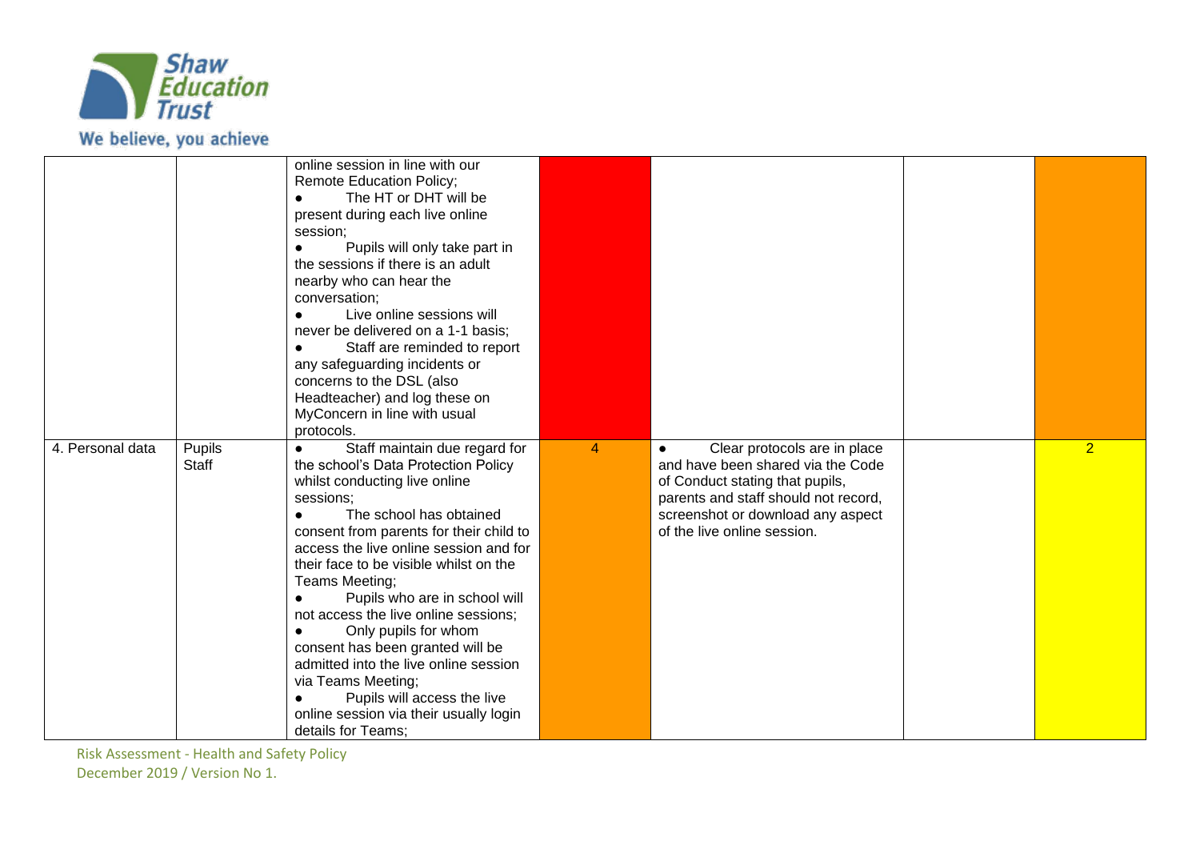| | | online session in line with our Remote Education Policy;<br>● The HT or DHT will be present during each live online session;<br>● Pupils will only take part in the sessions if there is an adult nearby who can hear the conversation;<br>● Live online sessions will never be delivered on a 1-1 basis;<br>● Staff are reminded to report any safeguarding incidents or concerns to the DSL (also Headteacher) and log these on MyConcern in line with usual protocols. | | | | |
|---|---|---|---|---|---|---|
| 4. Personal data | Pupils<br>Staff | ● Staff maintain due regard for the school's Data Protection Policy whilst conducting live online sessions;<br>● The school has obtained consent from parents for their child to access the live online session and for their face to be visible whilst on the Teams Meeting;<br>● Pupils who are in school will not access the live online sessions;<br>● Only pupils for whom consent has been granted will be admitted into the live online session via Teams Meeting;<br>● Pupils will access the live online session via their usually login details for Teams; | 4 | ● Clear protocols are in place and have been shared via the Code of Conduct stating that pupils, parents and staff should not record, screenshot or download any aspect of the live online session. | | 2 |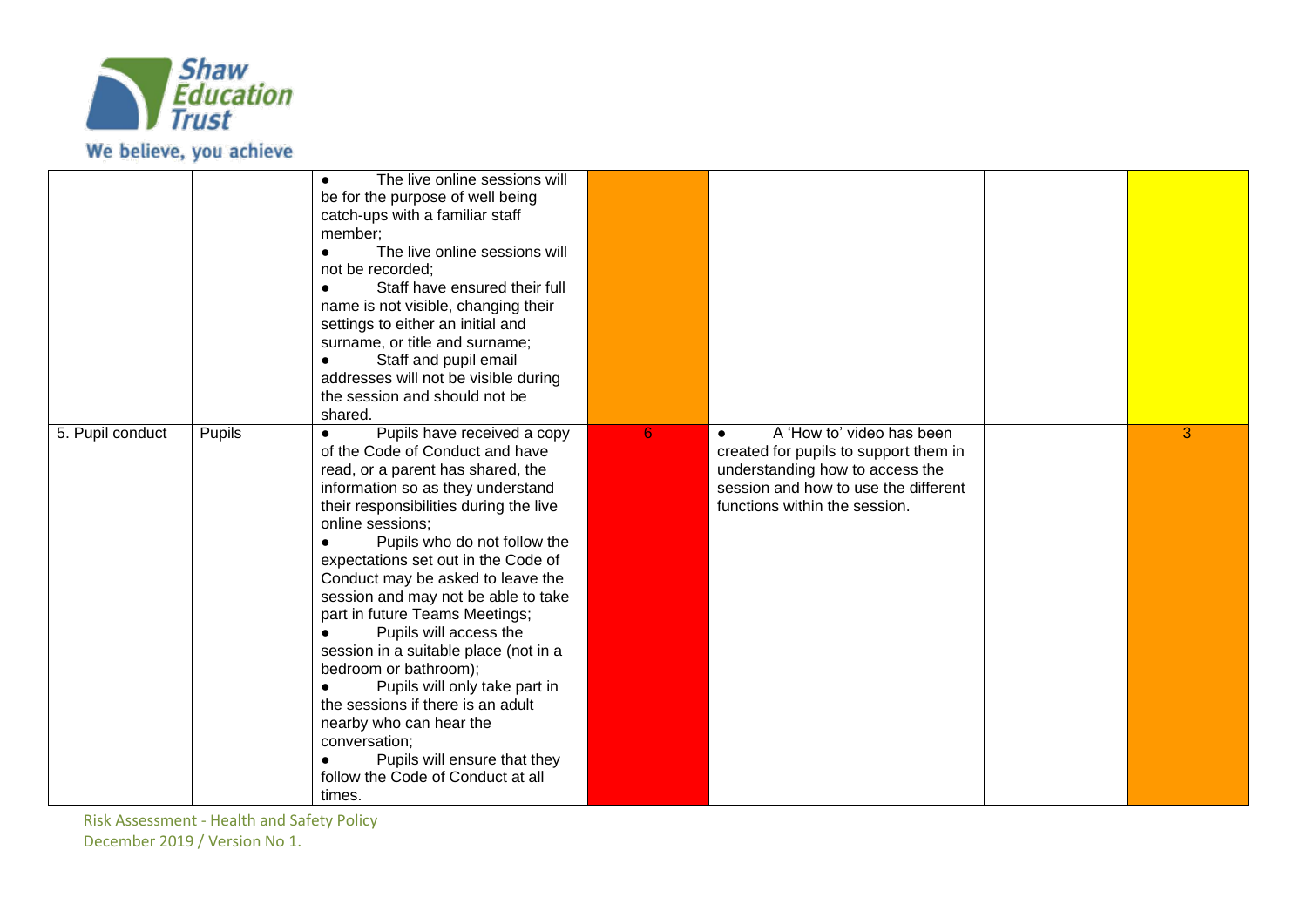| | | | | | | |
|---|---|---|---|---|---|---|
| | | • The live online sessions will be for the purpose of well being catch-ups with a familiar staff member;<br>• The live online sessions will not be recorded;<br>• Staff have ensured their full name is not visible, changing their settings to either an initial and surname, or title and surname;<br>• Staff and pupil email addresses will not be visible during the session and should not be shared. | | | | |
| 5. Pupil conduct | Pupils | • Pupils have received a copy of the Code of Conduct and have read, or a parent has shared, the information so as they understand their responsibilities during the live online sessions;<br>• Pupils who do not follow the expectations set out in the Code of Conduct may be asked to leave the session and may not be able to take part in future Teams Meetings;<br>• Pupils will access the session in a suitable place (not in a bedroom or bathroom);<br>• Pupils will only take part in the sessions if there is an adult nearby who can hear the conversation;<br>• Pupils will ensure that they follow the Code of Conduct at all times. | 6 | • A 'How to' video has been created for pupils to support them in understanding how to access the session and how to use the different functions within the session. | | 3 |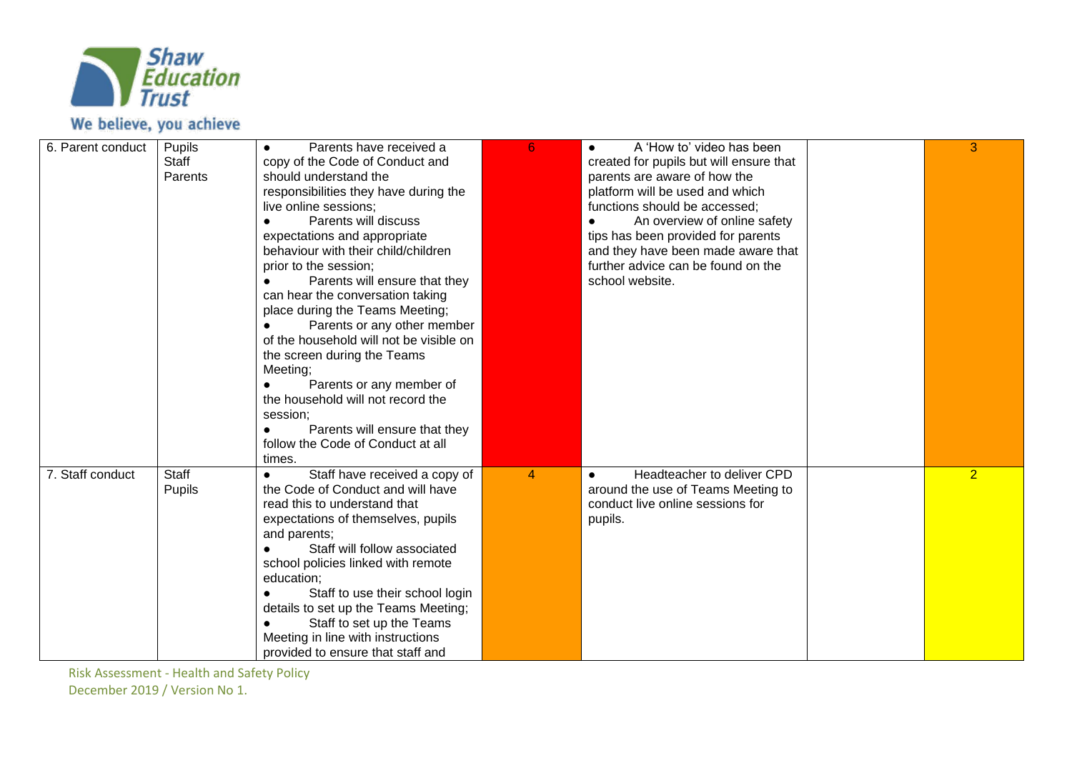| 6. Parent conduct | Pupils<br>Staff<br>Parents | ● Parents have received a copy of the Code of Conduct and should understand the responsibilities they have during the live online sessions;<br>● Parents will discuss expectations and appropriate behaviour with their child/children prior to the session;<br>● Parents will ensure that they can hear the conversation taking place during the Teams Meeting;<br>● Parents or any other member of the household will not be visible on the screen during the Teams Meeting;<br>● Parents or any member of the household will not record the session;<br>● Parents will ensure that they follow the Code of Conduct at all times. | 6 | ● A 'How to' video has been created for pupils but will ensure that parents are aware of how the platform will be used and which functions should be accessed;<br>● An overview of online safety tips has been provided for parents and they have been made aware that further advice can be found on the school website. | | 3 |
|---|---|---|---|---|---|---|
| 7. Staff conduct | Staff<br>Pupils | ● Staff have received a copy of the Code of Conduct and will have read this to understand that expectations of themselves, pupils and parents;<br>● Staff will follow associated school policies linked with remote education;<br>● Staff to use their school login details to set up the Teams Meeting;<br>● Staff to set up the Teams Meeting in line with instructions provided to ensure that staff and | 4 | ● Headteacher to deliver CPD around the use of Teams Meeting to conduct live online sessions for pupils. | | 2 |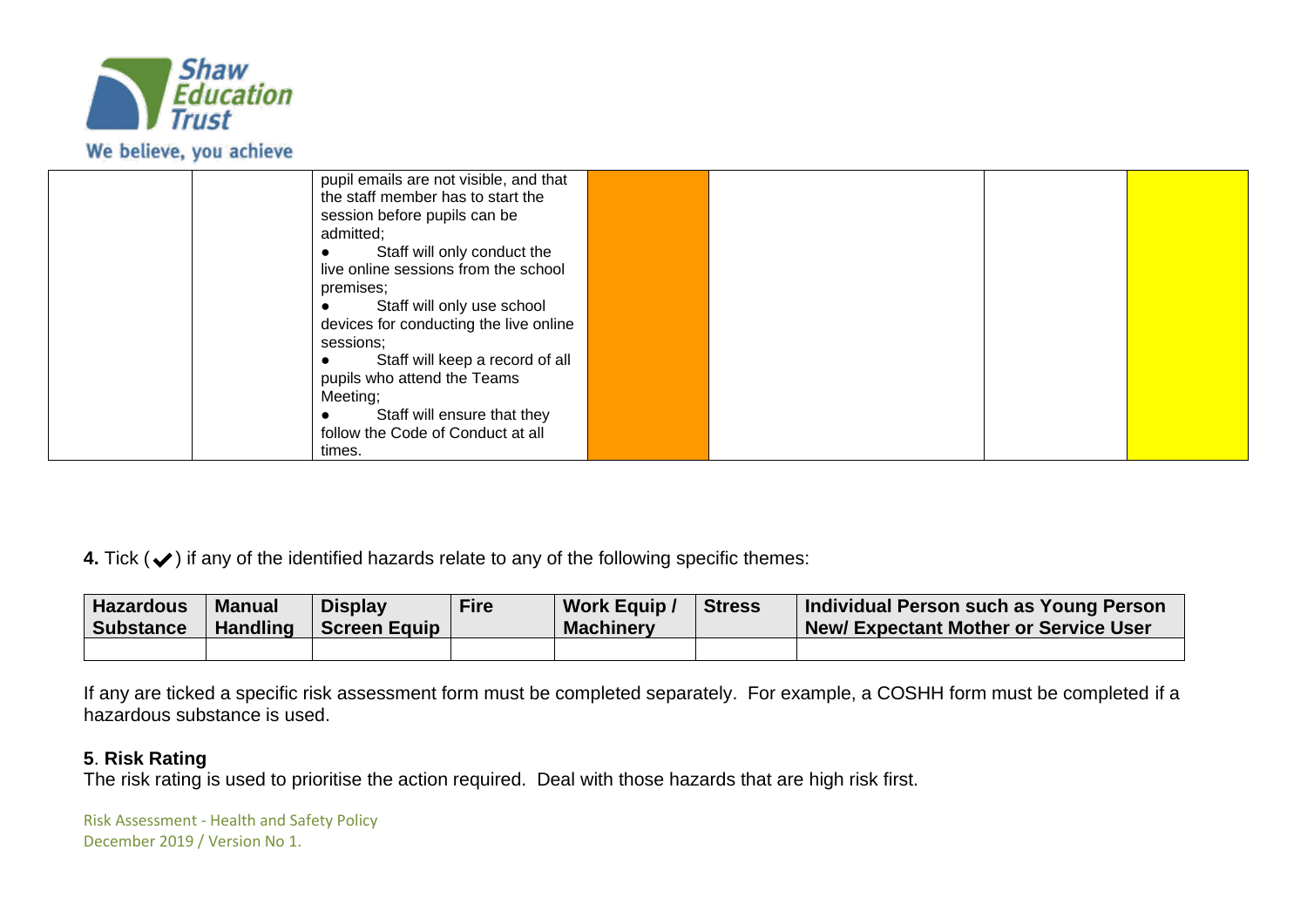| | | pupil emails are not visible, and that the staff member has to start the session before pupils can be admitted;<br>● Staff will only conduct the live online sessions from the school premises;<br>● Staff will only use school devices for conducting the live online sessions;<br>● Staff will keep a record of all pupils who attend the Teams Meeting;<br>● Staff will ensure that they follow the Code of Conduct at all times. | | | | |
|---|---|---|---|---|---|---|

**4.** Tick (✔) if any of the identified hazards relate to any of the following specific themes:

| Hazardous Substance | Manual Handling | Display Screen Equip | Fire | Work Equip / Machinery | Stress | Individual Person such as Young Person New/ Expectant Mother or Service User |
|---|---|---|---|---|---|---|
| | | | | | | |

If any are ticked a specific risk assessment form must be completed separately. For example, a COSHH form must be completed if a hazardous substance is used.

**5**. **Risk Rating**

The risk rating is used to prioritise the action required. Deal with those hazards that are high risk first.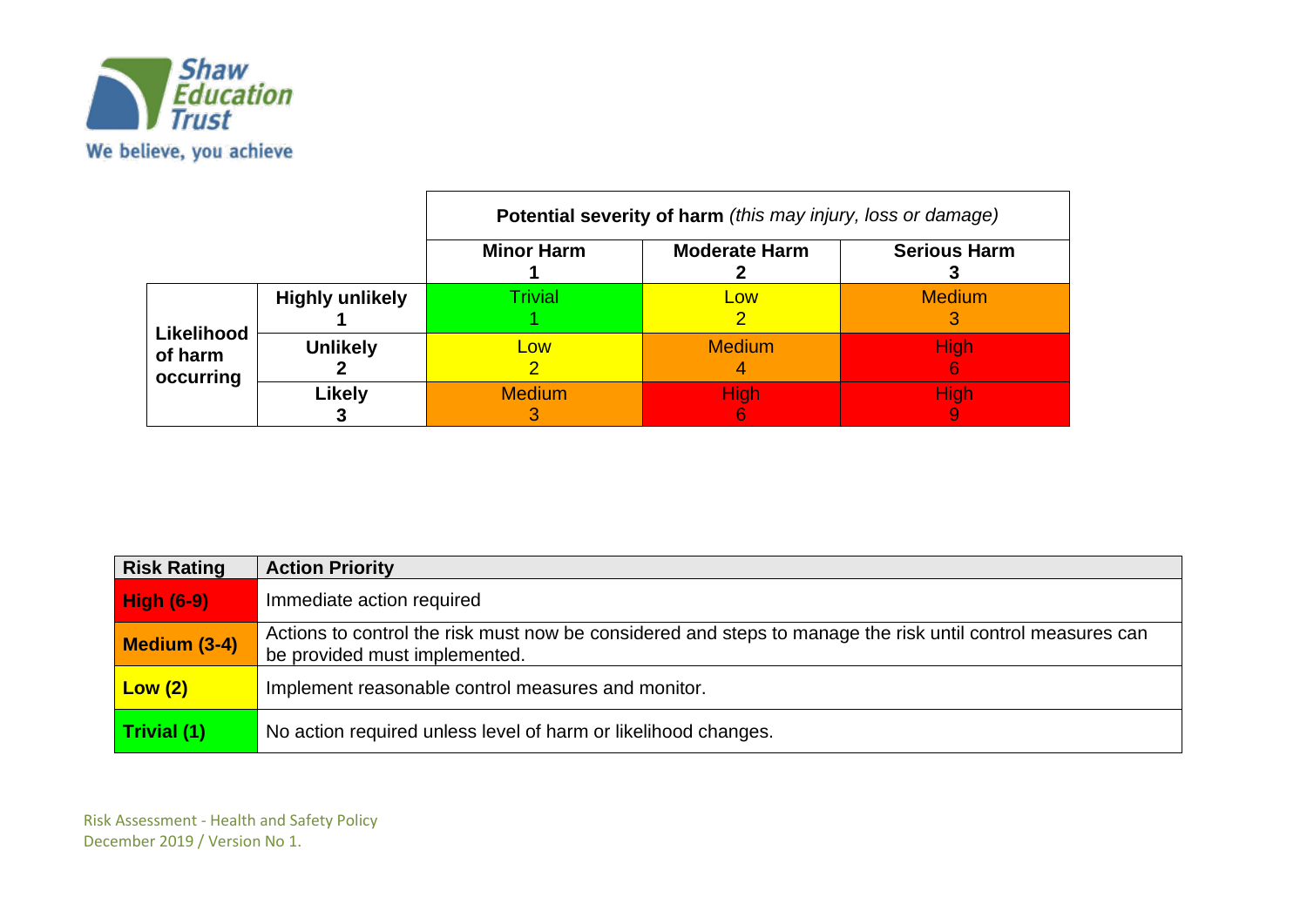| | | **Potential severity of harm** *(this may injury, loss or damage)* | | |
|---|---|---|---|---|
| | | **Minor Harm 1** | **Moderate Harm 2** | **Serious Harm 3** |
| **Likelihood of harm occurring** | **Highly unlikely 1** | Trivial 1 | Low 2 | Medium 3 |
| | **Unlikely 2** | Low 2 | Medium 4 | High 6 |
| | **Likely 3** | Medium 3 | High 6 | High 9 |

| Risk Rating | Action Priority |
|---|---|
| **High (6-9)** | Immediate action required |
| **Medium (3-4)** | Actions to control the risk must now be considered and steps to manage the risk until control measures can be provided must implemented. |
| **Low (2)** | Implement reasonable control measures and monitor. |
| **Trivial (1)** | No action required unless level of harm or likelihood changes. |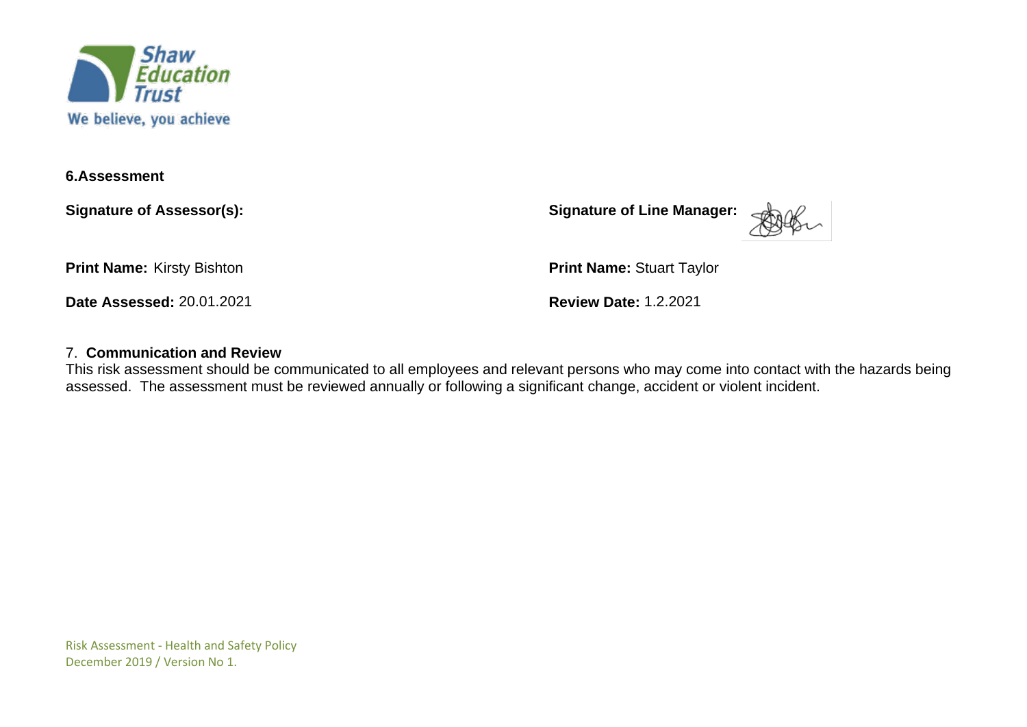**6.Assessment**

**Signature of Assessor(s):**

**Signature of Line Manager:**

**Print Name:** Kirsty Bishton

**Print Name:** Stuart Taylor

**Date Assessed:** 20.01.2021

**Review Date:** 1.2.2021

7. **Communication and Review**

This risk assessment should be communicated to all employees and relevant persons who may come into contact with the hazards being assessed. The assessment must be reviewed annually or following a significant change, accident or violent incident.